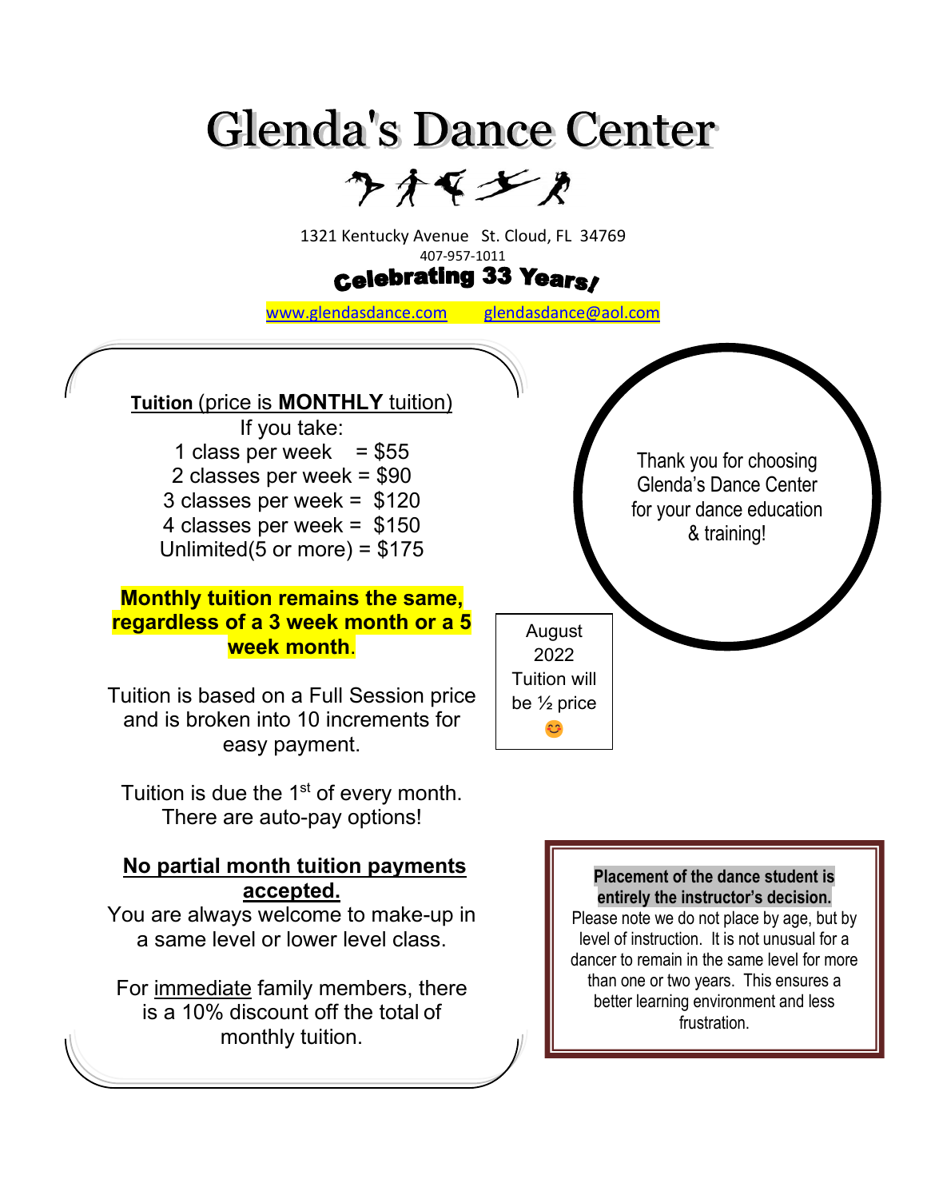# Glenda's Dance Center

1321 Kentucky Avenue St. Cloud, FL 34769

407-957-1011

**Celebrating 33 Years!**

www.glendasdance.com glendasdance@aol.com

**Tuition** (price is **MONTHLY** tuition)

If you take:

1 class per week = $55

2 classes per week = $90

3 classes per week = $120

4 classes per week = $150

Unlimited(5 or more) = $175

**Monthly tuition remains the same, regardless of a 3 week month or a 5 week month**.

Tuition is based on a Full Session price and is broken into 10 increments for easy payment.

Tuition is due the 1st of every month. There are auto-pay options!

**No partial month tuition payments accepted.**

You are always welcome to make-up in a same level or lower level class.

For immediate family members, there is a 10% discount off the total of monthly tuition.

Thank you for choosing Glenda's Dance Center for your dance education & training!

August 2022 Tuition will be ½ price 😊

**Placement of the dance student is entirely the instructor's decision.** Please note we do not place by age, but by level of instruction. It is not unusual for a dancer to remain in the same level for more than one or two years. This ensures a better learning environment and less frustration.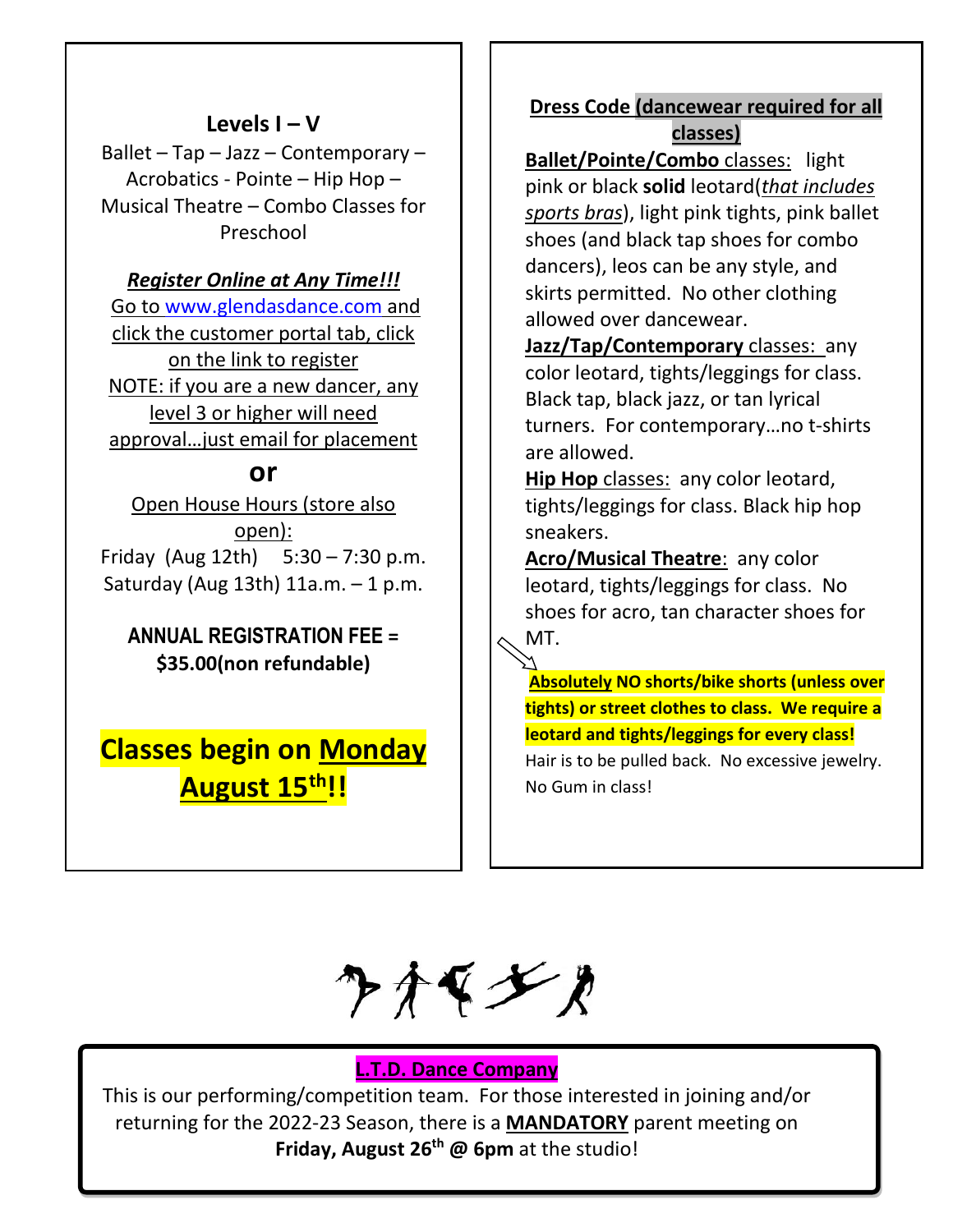## Levels I – V

Ballet – Tap – Jazz – Contemporary – Acrobatics - Pointe – Hip Hop – Musical Theatre – Combo Classes for Preschool

***Register Online at Any Time!!!***

Go to www.glendasdance.com and click the customer portal tab, click on the link to register

NOTE: if you are a new dancer, any level 3 or higher will need approval…just email for placement

**or**

Open House Hours (store also open):

Friday (Aug 12th) 5:30 – 7:30 p.m.

Saturday (Aug 13th) 11a.m. – 1 p.m.

**ANNUAL REGISTRATION FEE = $35.00(non refundable)**

## Classes begin on Monday August 15th!!

**Dress Code (dancewear required for all classes)**

**Ballet/Pointe/Combo** classes: light pink or black **solid** leotard(*that includes sports bras*), light pink tights, pink ballet shoes (and black tap shoes for combo dancers), leos can be any style, and skirts permitted. No other clothing allowed over dancewear.

**Jazz/Tap/Contemporary** classes: any color leotard, tights/leggings for class. Black tap, black jazz, or tan lyrical turners. For contemporary…no t-shirts are allowed.

**Hip Hop** classes: any color leotard, tights/leggings for class. Black hip hop sneakers.

**Acro/Musical Theatre**: any color leotard, tights/leggings for class. No shoes for acro, tan character shoes for MT.

**Absolutely NO shorts/bike shorts (unless over tights) or street clothes to class. We require a leotard and tights/leggings for every class!**

Hair is to be pulled back. No excessive jewelry. No Gum in class!

**L.T.D. Dance Company**

This is our performing/competition team. For those interested in joining and/or returning for the 2022-23 Season, there is a **MANDATORY** parent meeting on **Friday, August 26th @ 6pm** at the studio!